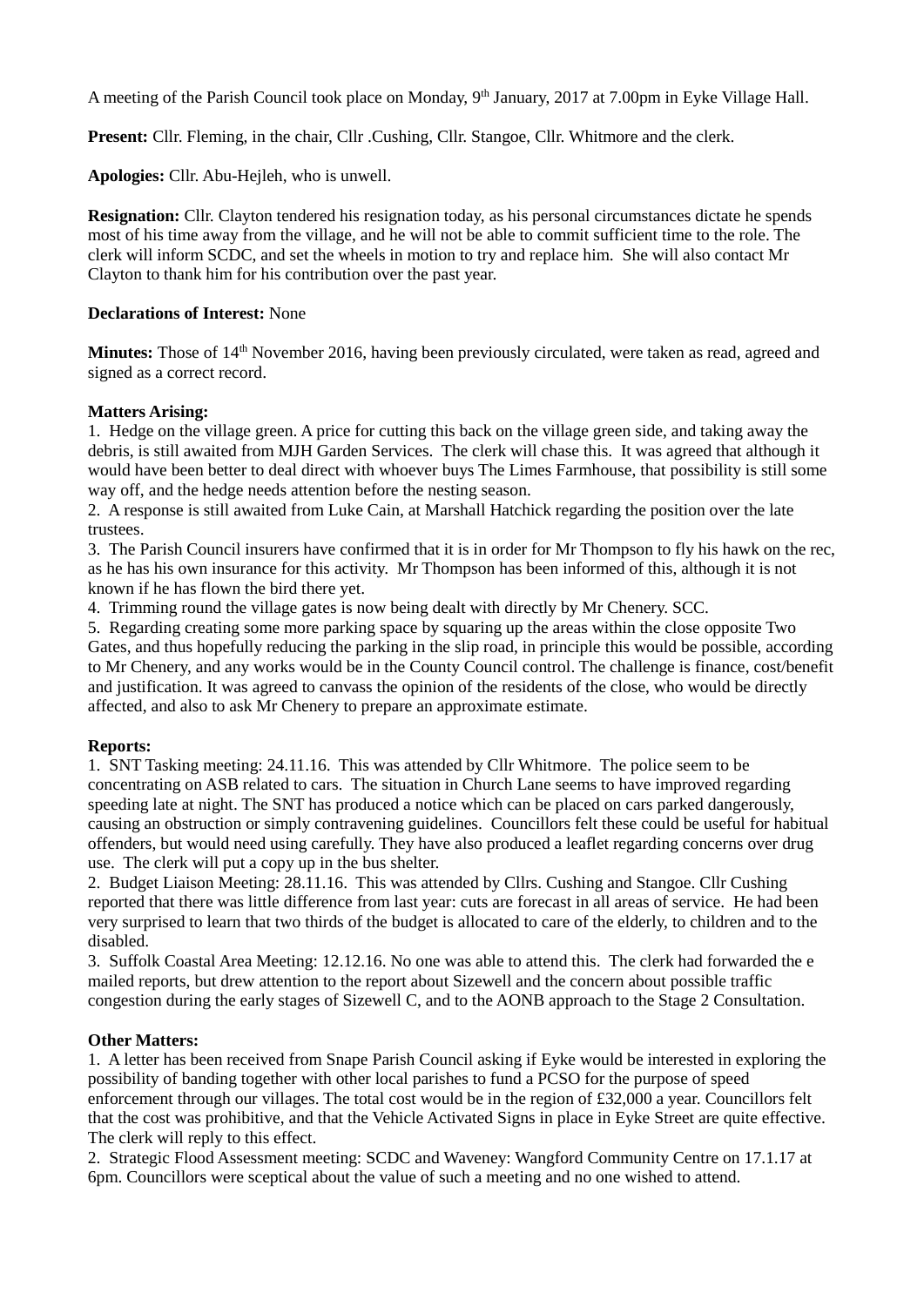A meeting of the Parish Council took place on Monday, 9th January, 2017 at 7.00pm in Eyke Village Hall.

**Present:** Cllr. Fleming, in the chair, Cllr .Cushing, Cllr. Stangoe, Cllr. Whitmore and the clerk.

**Apologies:** Cllr. Abu-Hejleh, who is unwell.

**Resignation:** Cllr. Clayton tendered his resignation today, as his personal circumstances dictate he spends most of his time away from the village, and he will not be able to commit sufficient time to the role. The clerk will inform SCDC, and set the wheels in motion to try and replace him. She will also contact Mr Clayton to thank him for his contribution over the past year.

**Declarations of Interest:** None

**Minutes:** Those of 14th November 2016, having been previously circulated, were taken as read, agreed and signed as a correct record.

**Matters Arising:**

1. Hedge on the village green. A price for cutting this back on the village green side, and taking away the debris, is still awaited from MJH Garden Services. The clerk will chase this. It was agreed that although it would have been better to deal direct with whoever buys The Limes Farmhouse, that possibility is still some way off, and the hedge needs attention before the nesting season.
2. A response is still awaited from Luke Cain, at Marshall Hatchick regarding the position over the late trustees.
3. The Parish Council insurers have confirmed that it is in order for Mr Thompson to fly his hawk on the rec, as he has his own insurance for this activity. Mr Thompson has been informed of this, although it is not known if he has flown the bird there yet.
4. Trimming round the village gates is now being dealt with directly by Mr Chenery. SCC.
5. Regarding creating some more parking space by squaring up the areas within the close opposite Two Gates, and thus hopefully reducing the parking in the slip road, in principle this would be possible, according to Mr Chenery, and any works would be in the County Council control. The challenge is finance, cost/benefit and justification. It was agreed to canvass the opinion of the residents of the close, who would be directly affected, and also to ask Mr Chenery to prepare an approximate estimate.

**Reports:**

1. SNT Tasking meeting: 24.11.16. This was attended by Cllr Whitmore. The police seem to be concentrating on ASB related to cars. The situation in Church Lane seems to have improved regarding speeding late at night. The SNT has produced a notice which can be placed on cars parked dangerously, causing an obstruction or simply contravening guidelines. Councillors felt these could be useful for habitual offenders, but would need using carefully. They have also produced a leaflet regarding concerns over drug use. The clerk will put a copy up in the bus shelter.
2. Budget Liaison Meeting: 28.11.16. This was attended by Cllrs. Cushing and Stangoe. Cllr Cushing reported that there was little difference from last year: cuts are forecast in all areas of service. He had been very surprised to learn that two thirds of the budget is allocated to care of the elderly, to children and to the disabled.
3. Suffolk Coastal Area Meeting: 12.12.16. No one was able to attend this. The clerk had forwarded the e mailed reports, but drew attention to the report about Sizewell and the concern about possible traffic congestion during the early stages of Sizewell C, and to the AONB approach to the Stage 2 Consultation.

**Other Matters:**

1. A letter has been received from Snape Parish Council asking if Eyke would be interested in exploring the possibility of banding together with other local parishes to fund a PCSO for the purpose of speed enforcement through our villages. The total cost would be in the region of £32,000 a year. Councillors felt that the cost was prohibitive, and that the Vehicle Activated Signs in place in Eyke Street are quite effective. The clerk will reply to this effect.
2. Strategic Flood Assessment meeting: SCDC and Waveney: Wangford Community Centre on 17.1.17 at 6pm. Councillors were sceptical about the value of such a meeting and no one wished to attend.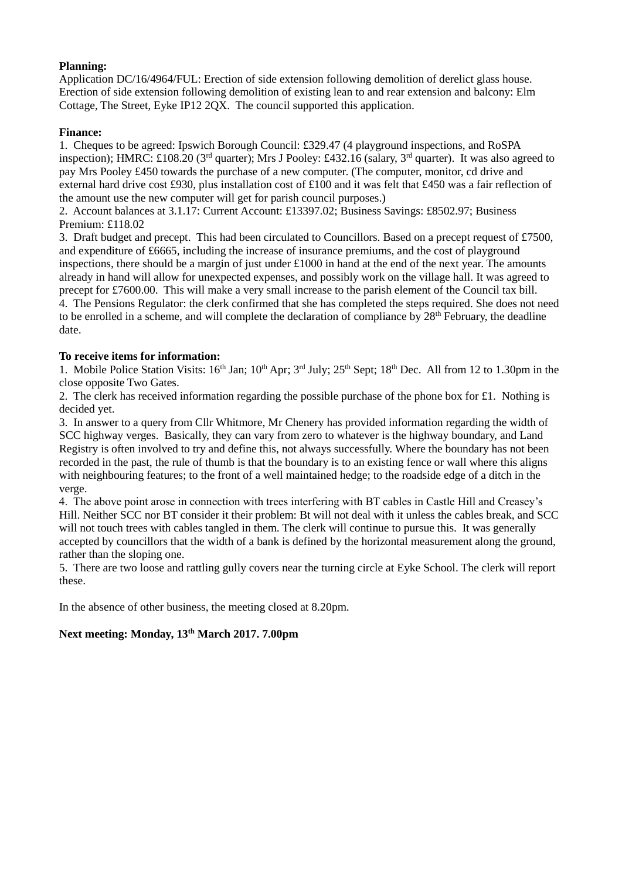**Planning:**
Application DC/16/4964/FUL: Erection of side extension following demolition of derelict glass house. Erection of side extension following demolition of existing lean to and rear extension and balcony: Elm Cottage, The Street, Eyke IP12 2QX. The council supported this application.

**Finance:**
1. Cheques to be agreed: Ipswich Borough Council: £329.47 (4 playground inspections, and RoSPA inspection); HMRC: £108.20 (3rd quarter); Mrs J Pooley: £432.16 (salary, 3rd quarter). It was also agreed to pay Mrs Pooley £450 towards the purchase of a new computer. (The computer, monitor, cd drive and external hard drive cost £930, plus installation cost of £100 and it was felt that £450 was a fair reflection of the amount use the new computer will get for parish council purposes.)
2. Account balances at 3.1.17: Current Account: £13397.02; Business Savings: £8502.97; Business Premium: £118.02
3. Draft budget and precept. This had been circulated to Councillors. Based on a precept request of £7500, and expenditure of £6665, including the increase of insurance premiums, and the cost of playground inspections, there should be a margin of just under £1000 in hand at the end of the next year. The amounts already in hand will allow for unexpected expenses, and possibly work on the village hall. It was agreed to precept for £7600.00. This will make a very small increase to the parish element of the Council tax bill.
4. The Pensions Regulator: the clerk confirmed that she has completed the steps required. She does not need to be enrolled in a scheme, and will complete the declaration of compliance by 28th February, the deadline date.

**To receive items for information:**
1. Mobile Police Station Visits: 16th Jan; 10th Apr; 3rd July; 25th Sept; 18th Dec. All from 12 to 1.30pm in the close opposite Two Gates.
2. The clerk has received information regarding the possible purchase of the phone box for £1. Nothing is decided yet.
3. In answer to a query from Cllr Whitmore, Mr Chenery has provided information regarding the width of SCC highway verges. Basically, they can vary from zero to whatever is the highway boundary, and Land Registry is often involved to try and define this, not always successfully. Where the boundary has not been recorded in the past, the rule of thumb is that the boundary is to an existing fence or wall where this aligns with neighbouring features; to the front of a well maintained hedge; to the roadside edge of a ditch in the verge.
4. The above point arose in connection with trees interfering with BT cables in Castle Hill and Creasey's Hill. Neither SCC nor BT consider it their problem: Bt will not deal with it unless the cables break, and SCC will not touch trees with cables tangled in them. The clerk will continue to pursue this. It was generally accepted by councillors that the width of a bank is defined by the horizontal measurement along the ground, rather than the sloping one.
5. There are two loose and rattling gully covers near the turning circle at Eyke School. The clerk will report these.

In the absence of other business, the meeting closed at 8.20pm.

**Next meeting: Monday, 13th March 2017. 7.00pm**